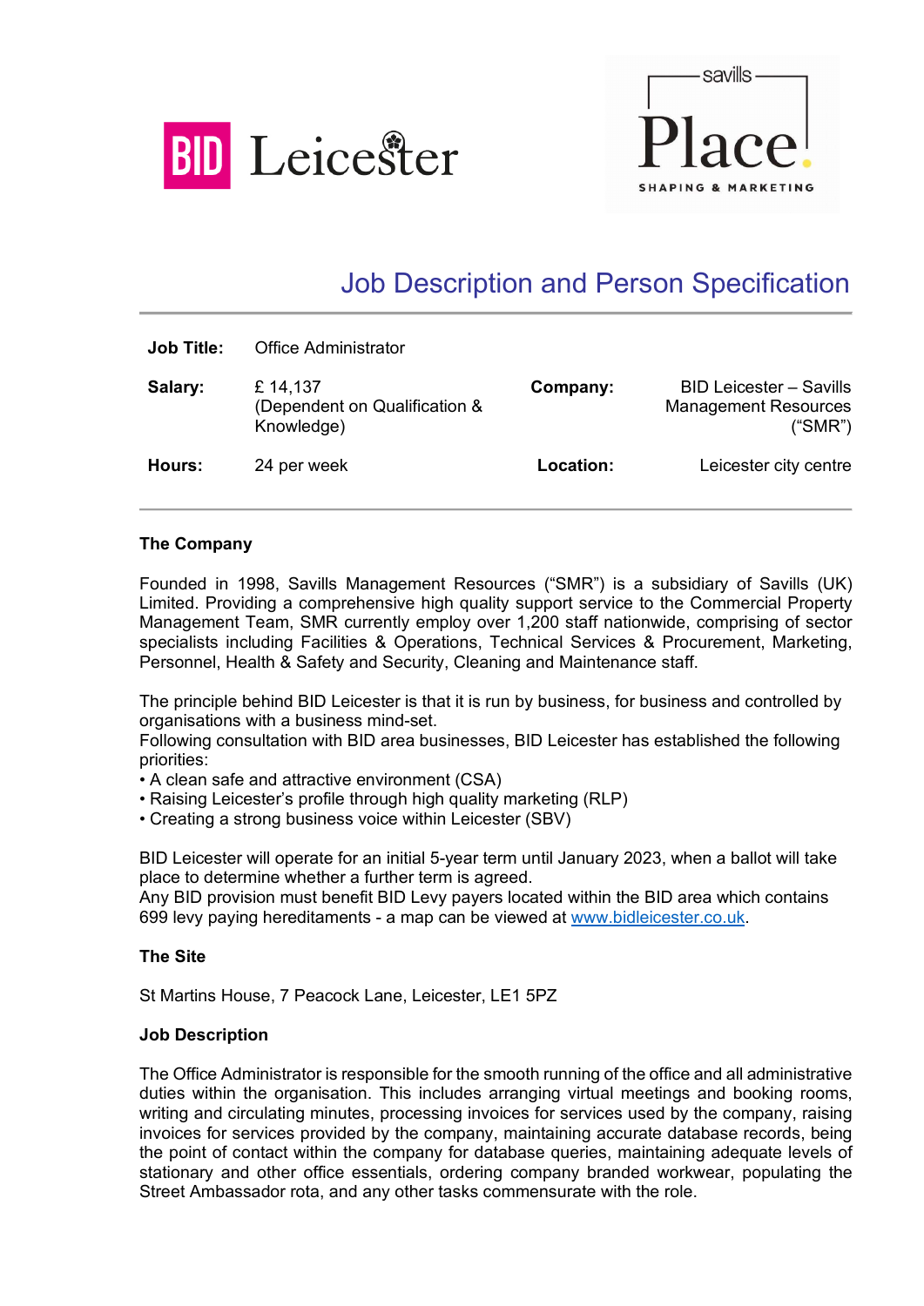BID Leicester

savills Place SHAPING & MARKETING

# Job Description and Person Specification

| | | | |
|---|---|---|---|
| **Job Title:** | Office Administrator | | |
| **Salary:** | £ 14,137 (Dependent on Qualification & Knowledge) | **Company:** | BID Leicester – Savills Management Resources ("SMR") |
| **Hours:** | 24 per week | **Location:** | Leicester city centre |

### The Company

Founded in 1998, Savills Management Resources ("SMR") is a subsidiary of Savills (UK) Limited. Providing a comprehensive high quality support service to the Commercial Property Management Team, SMR currently employ over 1,200 staff nationwide, comprising of sector specialists including Facilities & Operations, Technical Services & Procurement, Marketing, Personnel, Health & Safety and Security, Cleaning and Maintenance staff.

The principle behind BID Leicester is that it is run by business, for business and controlled by organisations with a business mind-set.
Following consultation with BID area businesses, BID Leicester has established the following priorities:
• A clean safe and attractive environment (CSA)
• Raising Leicester's profile through high quality marketing (RLP)
• Creating a strong business voice within Leicester (SBV)

BID Leicester will operate for an initial 5-year term until January 2023, when a ballot will take place to determine whether a further term is agreed.
Any BID provision must benefit BID Levy payers located within the BID area which contains 699 levy paying hereditaments - a map can be viewed at www.bidleicester.co.uk.

### The Site

St Martins House, 7 Peacock Lane, Leicester, LE1 5PZ

### Job Description

The Office Administrator is responsible for the smooth running of the office and all administrative duties within the organisation. This includes arranging virtual meetings and booking rooms, writing and circulating minutes, processing invoices for services used by the company, raising invoices for services provided by the company, maintaining accurate database records, being the point of contact within the company for database queries, maintaining adequate levels of stationary and other office essentials, ordering company branded workwear, populating the Street Ambassador rota, and any other tasks commensurate with the role.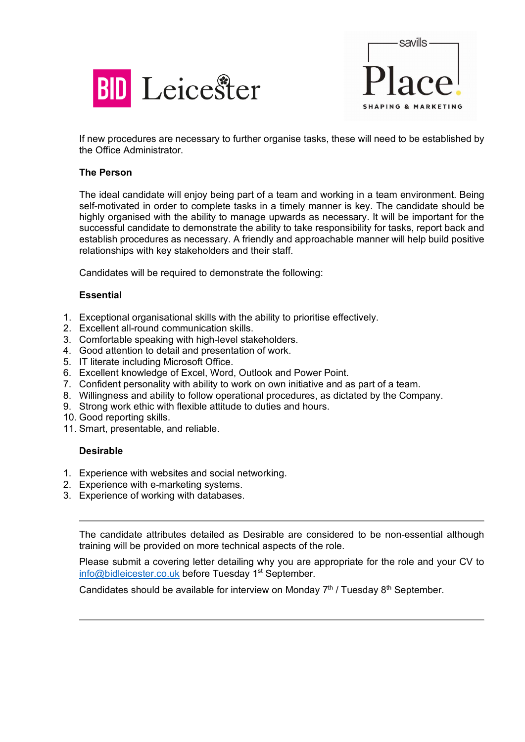If new procedures are necessary to further organise tasks, these will need to be established by the Office Administrator.

**The Person**

The ideal candidate will enjoy being part of a team and working in a team environment. Being self-motivated in order to complete tasks in a timely manner is key. The candidate should be highly organised with the ability to manage upwards as necessary. It will be important for the successful candidate to demonstrate the ability to take responsibility for tasks, report back and establish procedures as necessary. A friendly and approachable manner will help build positive relationships with key stakeholders and their staff.

Candidates will be required to demonstrate the following:

**Essential**

1. Exceptional organisational skills with the ability to prioritise effectively.
2. Excellent all-round communication skills.
3. Comfortable speaking with high-level stakeholders.
4. Good attention to detail and presentation of work.
5. IT literate including Microsoft Office.
6. Excellent knowledge of Excel, Word, Outlook and Power Point.
7. Confident personality with ability to work on own initiative and as part of a team.
8. Willingness and ability to follow operational procedures, as dictated by the Company.
9. Strong work ethic with flexible attitude to duties and hours.
10. Good reporting skills.
11. Smart, presentable, and reliable.

**Desirable**

1. Experience with websites and social networking.
2. Experience with e-marketing systems.
3. Experience of working with databases.

---

The candidate attributes detailed as Desirable are considered to be non-essential although training will be provided on more technical aspects of the role.

Please submit a covering letter detailing why you are appropriate for the role and your CV to info@bidleicester.co.uk before Tuesday 1st September.

Candidates should be available for interview on Monday 7th / Tuesday 8th September.

---